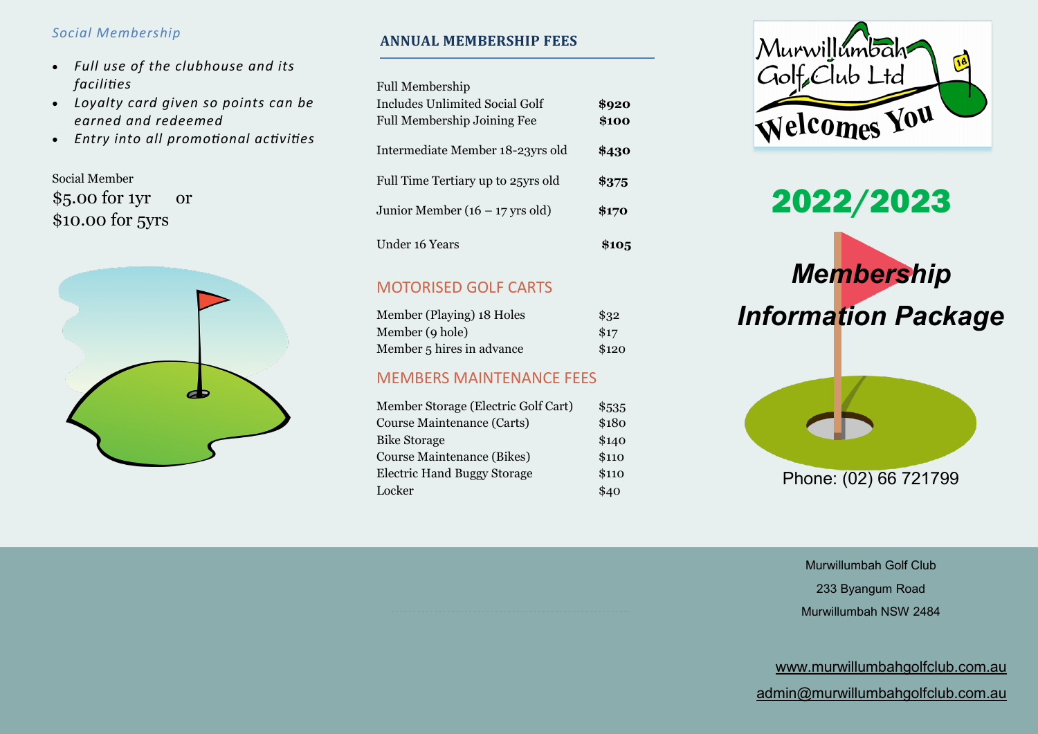## *Social Membership*

- *Full use of the clubhouse and its facilities*
- *Loyalty card given so points can be earned and redeemed*
- *Entry into all promotional activities*

Social Member
$5.00 for 1yr or
$10.00 for 5yrs

## ANNUAL MEMBERSHIP FEES

| | |
|---|---|
| Full Membership | |
| Includes Unlimited Social Golf | **$920** |
| Full Membership Joining Fee | **$100** |
| Intermediate Member 18-23yrs old | **$430** |
| Full Time Tertiary up to 25yrs old | **$375** |
| Junior Member (16 – 17 yrs old) | **$170** |
| Under 16 Years | **$105** |

## MOTORISED GOLF CARTS

| | |
|---|---|
| Member (Playing) 18 Holes | $32 |
| Member (9 hole) | $17 |
| Member 5 hires in advance | $120 |

## MEMBERS MAINTENANCE FEES

| | |
|---|---|
| Member Storage (Electric Golf Cart) | $535 |
| Course Maintenance (Carts) | $180 |
| Bike Storage | $140 |
| Course Maintenance (Bikes) | $110 |
| Electric Hand Buggy Storage | $110 |
| Locker | $40 |

Murwillumbah Golf Club Ltd
Welcomes You

# 2022/2023

# *Membership Information Package*

Phone: (02) 66 721799

Murwillumbah Golf Club
233 Byangum Road
Murwillumbah NSW 2484

www.murwillumbahgolfclub.com.au
admin@murwillumbahgolfclub.com.au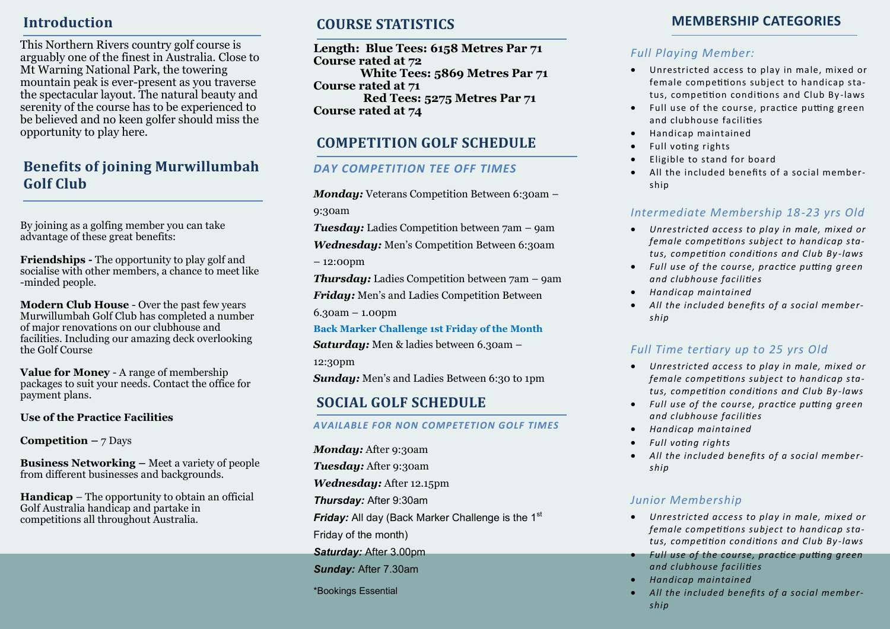## Introduction

This Northern Rivers country golf course is arguably one of the finest in Australia. Close to Mt Warning National Park, the towering mountain peak is ever-present as you traverse the spectacular layout. The natural beauty and serenity of the course has to be experienced to be believed and no keen golfer should miss the opportunity to play here.

## Benefits of joining Murwillumbah Golf Club

By joining as a golfing member you can take advantage of these great benefits:

**Friendships -** The opportunity to play golf and socialise with other members, a chance to meet like -minded people.

**Modern Club House** - Over the past few years Murwillumbah Golf Club has completed a number of major renovations on our clubhouse and facilities. Including our amazing deck overlooking the Golf Course

**Value for Money** - A range of membership packages to suit your needs. Contact the office for payment plans.

**Use of the Practice Facilities**

**Competition –** 7 Days

**Business Networking –** Meet a variety of people from different businesses and backgrounds.

**Handicap** – The opportunity to obtain an official Golf Australia handicap and partake in competitions all throughout Australia.

## COURSE STATISTICS

**Length: Blue Tees: 6158 Metres Par 71**
**Course rated at 72**
**White Tees: 5869 Metres Par 71**
**Course rated at 71**
**Red Tees: 5275 Metres Par 71**
**Course rated at 74**

## COMPETITION GOLF SCHEDULE

### *DAY COMPETITION TEE OFF TIMES*

***Monday:*** Veterans Competition Between 6:30am – 9:30am

***Tuesday:*** Ladies Competition between 7am – 9am

***Wednesday:*** Men's Competition Between 6:30am – 12:00pm

***Thursday:*** Ladies Competition between 7am – 9am

***Friday:*** Men's and Ladies Competition Between 6.30am – 1.00pm

**Back Marker Challenge 1st Friday of the Month**

***Saturday:*** Men & ladies between 6.30am – 12:30pm

***Sunday:*** Men's and Ladies Between 6:30 to 1pm

## SOCIAL GOLF SCHEDULE

### *AVAILABLE FOR NON COMPETETION GOLF TIMES*

***Monday:*** After 9:30am

***Tuesday:*** After 9:30am

***Wednesday:*** After 12.15pm

***Thursday:*** After 9:30am

***Friday:*** All day (Back Marker Challenge is the 1st Friday of the month)

***Saturday:*** After 3.00pm

***Sunday:*** After 7.30am

*Bookings Essential

## MEMBERSHIP CATEGORIES

### *Full Playing Member:*

- Unrestricted access to play in male, mixed or female competitions subject to handicap status, competition conditions and Club By-laws
- Full use of the course, practice putting green and clubhouse facilities
- Handicap maintained
- Full voting rights
- Eligible to stand for board
- All the included benefits of a social membership

### *Intermediate Membership 18-23 yrs Old*

- *Unrestricted access to play in male, mixed or female competitions subject to handicap status, competition conditions and Club By-laws*
- *Full use of the course, practice putting green and clubhouse facilities*
- *Handicap maintained*
- *All the included benefits of a social membership*

### *Full Time tertiary up to 25 yrs Old*

- *Unrestricted access to play in male, mixed or female competitions subject to handicap status, competition conditions and Club By-laws*
- *Full use of the course, practice putting green and clubhouse facilities*
- *Handicap maintained*
- *Full voting rights*
- *All the included benefits of a social membership*

### *Junior Membership*

- *Unrestricted access to play in male, mixed or female competitions subject to handicap status, competition conditions and Club By-laws*
- *Full use of the course, practice putting green and clubhouse facilities*
- *Handicap maintained*
- *All the included benefits of a social membership*